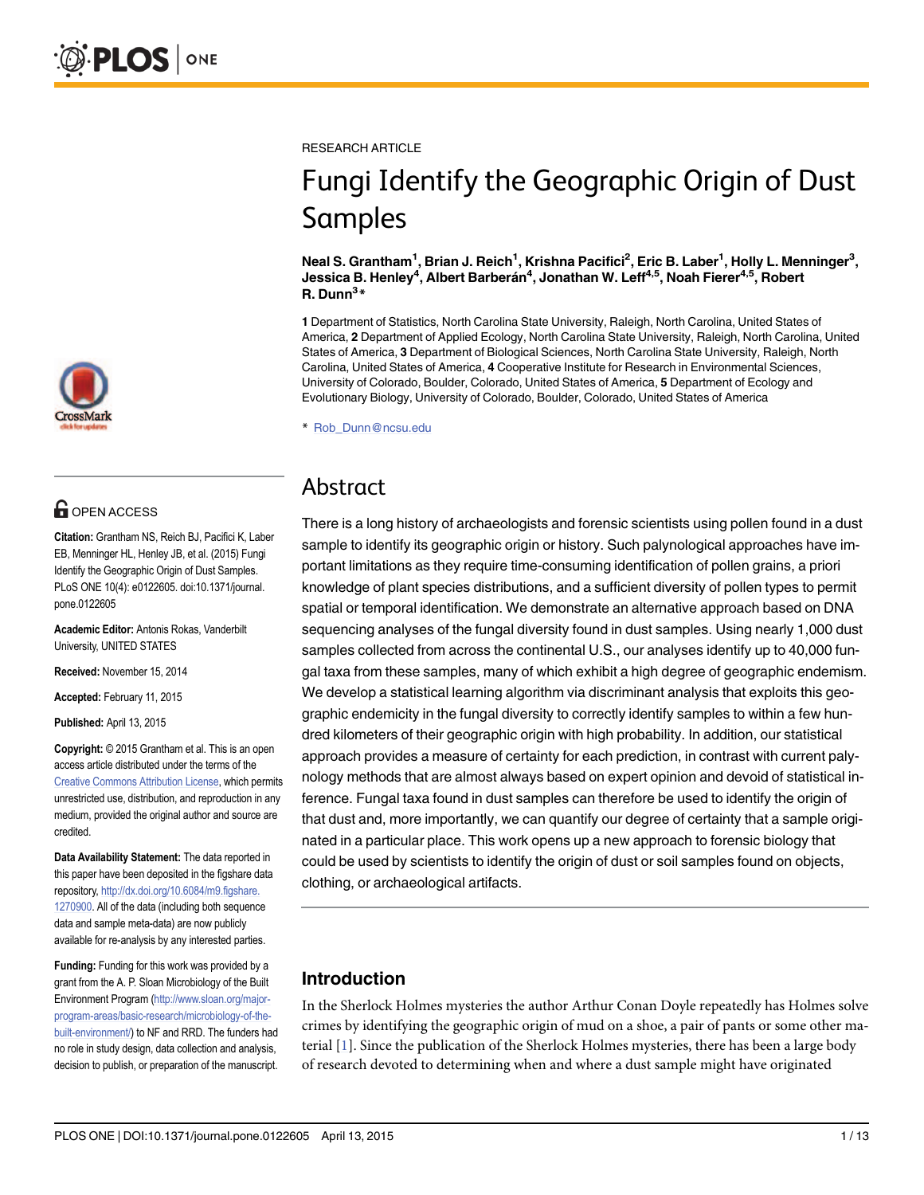RESEARCH ARTICLE

# Fungi Identify the Geographic Origin of Dust Samples

**Neal S. Grantham[1], Brian J. Reich[1], Krishna Pacifici[2], Eric B. Laber[1], Holly L. Menninger[3], Jessica B. Henley[4], Albert Barberán[4], Jonathan W. Leff[4,5], Noah Fierer[4,5], Robert R. Dunn[3]***

**1** Department of Statistics, North Carolina State University, Raleigh, North Carolina, United States of America, **2** Department of Applied Ecology, North Carolina State University, Raleigh, North Carolina, United States of America, **3** Department of Biological Sciences, North Carolina State University, Raleigh, North Carolina, United States of America, **4** Cooperative Institute for Research in Environmental Sciences, University of Colorado, Boulder, Colorado, United States of America, **5** Department of Ecology and Evolutionary Biology, University of Colorado, Boulder, Colorado, United States of America

* Rob_Dunn@ncsu.edu

OPEN ACCESS

**Citation:** Grantham NS, Reich BJ, Pacifici K, Laber EB, Menninger HL, Henley JB, et al. (2015) Fungi Identify the Geographic Origin of Dust Samples. PLoS ONE 10(4): e0122605. doi:10.1371/journal.pone.0122605

**Academic Editor:** Antonis Rokas, Vanderbilt University, UNITED STATES

**Received:** November 15, 2014

**Accepted:** February 11, 2015

**Published:** April 13, 2015

**Copyright:** © 2015 Grantham et al. This is an open access article distributed under the terms of the Creative Commons Attribution License, which permits unrestricted use, distribution, and reproduction in any medium, provided the original author and source are credited.

**Data Availability Statement:** The data reported in this paper have been deposited in the figshare data repository, http://dx.doi.org/10.6084/m9.figshare.1270900. All of the data (including both sequence data and sample meta-data) are now publicly available for re-analysis by any interested parties.

**Funding:** Funding for this work was provided by a grant from the A. P. Sloan Microbiology of the Built Environment Program (http://www.sloan.org/major-program-areas/basic-research/microbiology-of-the-built-environment/) to NF and RRD. The funders had no role in study design, data collection and analysis, decision to publish, or preparation of the manuscript.

## Abstract

There is a long history of archaeologists and forensic scientists using pollen found in a dust sample to identify its geographic origin or history. Such palynological approaches have important limitations as they require time-consuming identification of pollen grains, a priori knowledge of plant species distributions, and a sufficient diversity of pollen types to permit spatial or temporal identification. We demonstrate an alternative approach based on DNA sequencing analyses of the fungal diversity found in dust samples. Using nearly 1,000 dust samples collected from across the continental U.S., our analyses identify up to 40,000 fungal taxa from these samples, many of which exhibit a high degree of geographic endemism. We develop a statistical learning algorithm via discriminant analysis that exploits this geographic endemicity in the fungal diversity to correctly identify samples to within a few hundred kilometers of their geographic origin with high probability. In addition, our statistical approach provides a measure of certainty for each prediction, in contrast with current palynology methods that are almost always based on expert opinion and devoid of statistical inference. Fungal taxa found in dust samples can therefore be used to identify the origin of that dust and, more importantly, we can quantify our degree of certainty that a sample originated in a particular place. This work opens up a new approach to forensic biology that could be used by scientists to identify the origin of dust or soil samples found on objects, clothing, or archaeological artifacts.

## Introduction

In the Sherlock Holmes mysteries the author Arthur Conan Doyle repeatedly has Holmes solve crimes by identifying the geographic origin of mud on a shoe, a pair of pants or some other material [1]. Since the publication of the Sherlock Holmes mysteries, there has been a large body of research devoted to determining when and where a dust sample might have originated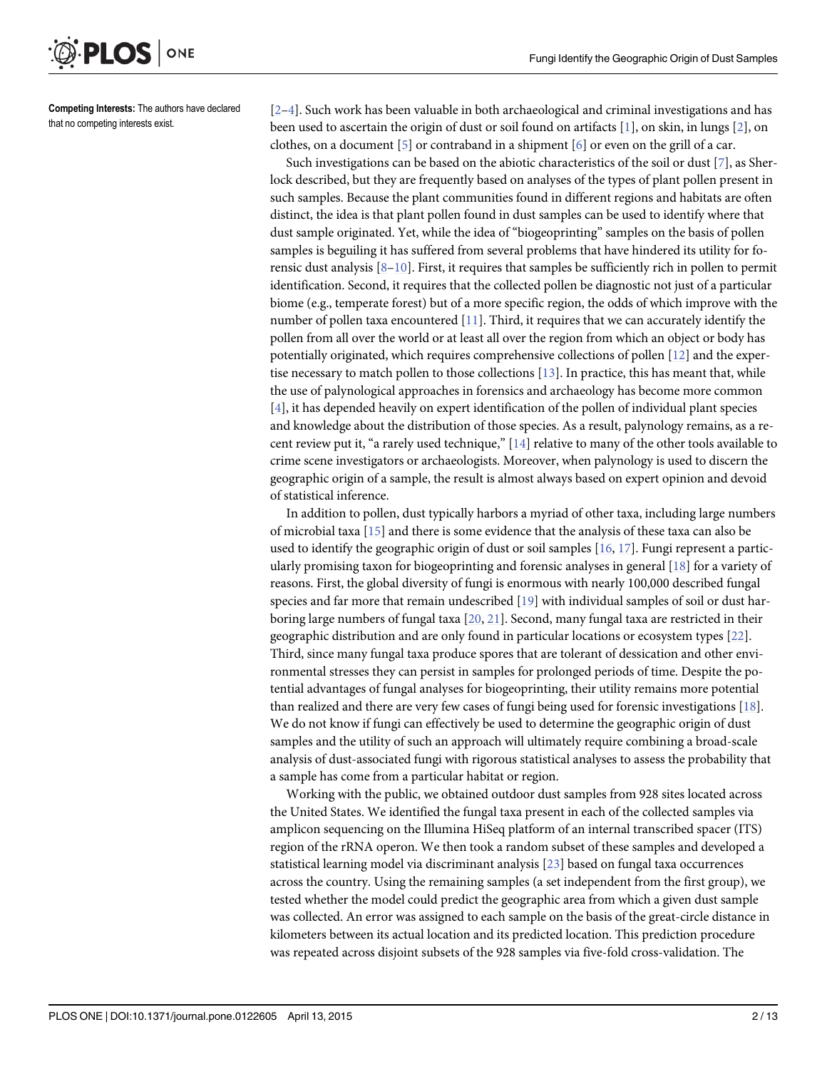**Competing Interests:** The authors have declared that no competing interests exist.

[2–4]. Such work has been valuable in both archaeological and criminal investigations and has been used to ascertain the origin of dust or soil found on artifacts [1], on skin, in lungs [2], on clothes, on a document [5] or contraband in a shipment [6] or even on the grill of a car.

Such investigations can be based on the abiotic characteristics of the soil or dust [7], as Sherlock described, but they are frequently based on analyses of the types of plant pollen present in such samples. Because the plant communities found in different regions and habitats are often distinct, the idea is that plant pollen found in dust samples can be used to identify where that dust sample originated. Yet, while the idea of "biogeoprinting" samples on the basis of pollen samples is beguiling it has suffered from several problems that have hindered its utility for forensic dust analysis [8–10]. First, it requires that samples be sufficiently rich in pollen to permit identification. Second, it requires that the collected pollen be diagnostic not just of a particular biome (e.g., temperate forest) but of a more specific region, the odds of which improve with the number of pollen taxa encountered [11]. Third, it requires that we can accurately identify the pollen from all over the world or at least all over the region from which an object or body has potentially originated, which requires comprehensive collections of pollen [12] and the expertise necessary to match pollen to those collections [13]. In practice, this has meant that, while the use of palynological approaches in forensics and archaeology has become more common [4], it has depended heavily on expert identification of the pollen of individual plant species and knowledge about the distribution of those species. As a result, palynology remains, as a recent review put it, "a rarely used technique," [14] relative to many of the other tools available to crime scene investigators or archaeologists. Moreover, when palynology is used to discern the geographic origin of a sample, the result is almost always based on expert opinion and devoid of statistical inference.

In addition to pollen, dust typically harbors a myriad of other taxa, including large numbers of microbial taxa [15] and there is some evidence that the analysis of these taxa can also be used to identify the geographic origin of dust or soil samples [16, 17]. Fungi represent a particularly promising taxon for biogeoprinting and forensic analyses in general [18] for a variety of reasons. First, the global diversity of fungi is enormous with nearly 100,000 described fungal species and far more that remain undescribed [19] with individual samples of soil or dust harboring large numbers of fungal taxa [20, 21]. Second, many fungal taxa are restricted in their geographic distribution and are only found in particular locations or ecosystem types [22]. Third, since many fungal taxa produce spores that are tolerant of dessication and other environmental stresses they can persist in samples for prolonged periods of time. Despite the potential advantages of fungal analyses for biogeoprinting, their utility remains more potential than realized and there are very few cases of fungi being used for forensic investigations [18]. We do not know if fungi can effectively be used to determine the geographic origin of dust samples and the utility of such an approach will ultimately require combining a broad-scale analysis of dust-associated fungi with rigorous statistical analyses to assess the probability that a sample has come from a particular habitat or region.

Working with the public, we obtained outdoor dust samples from 928 sites located across the United States. We identified the fungal taxa present in each of the collected samples via amplicon sequencing on the Illumina HiSeq platform of an internal transcribed spacer (ITS) region of the rRNA operon. We then took a random subset of these samples and developed a statistical learning model via discriminant analysis [23] based on fungal taxa occurrences across the country. Using the remaining samples (a set independent from the first group), we tested whether the model could predict the geographic area from which a given dust sample was collected. An error was assigned to each sample on the basis of the great-circle distance in kilometers between its actual location and its predicted location. This prediction procedure was repeated across disjoint subsets of the 928 samples via five-fold cross-validation. The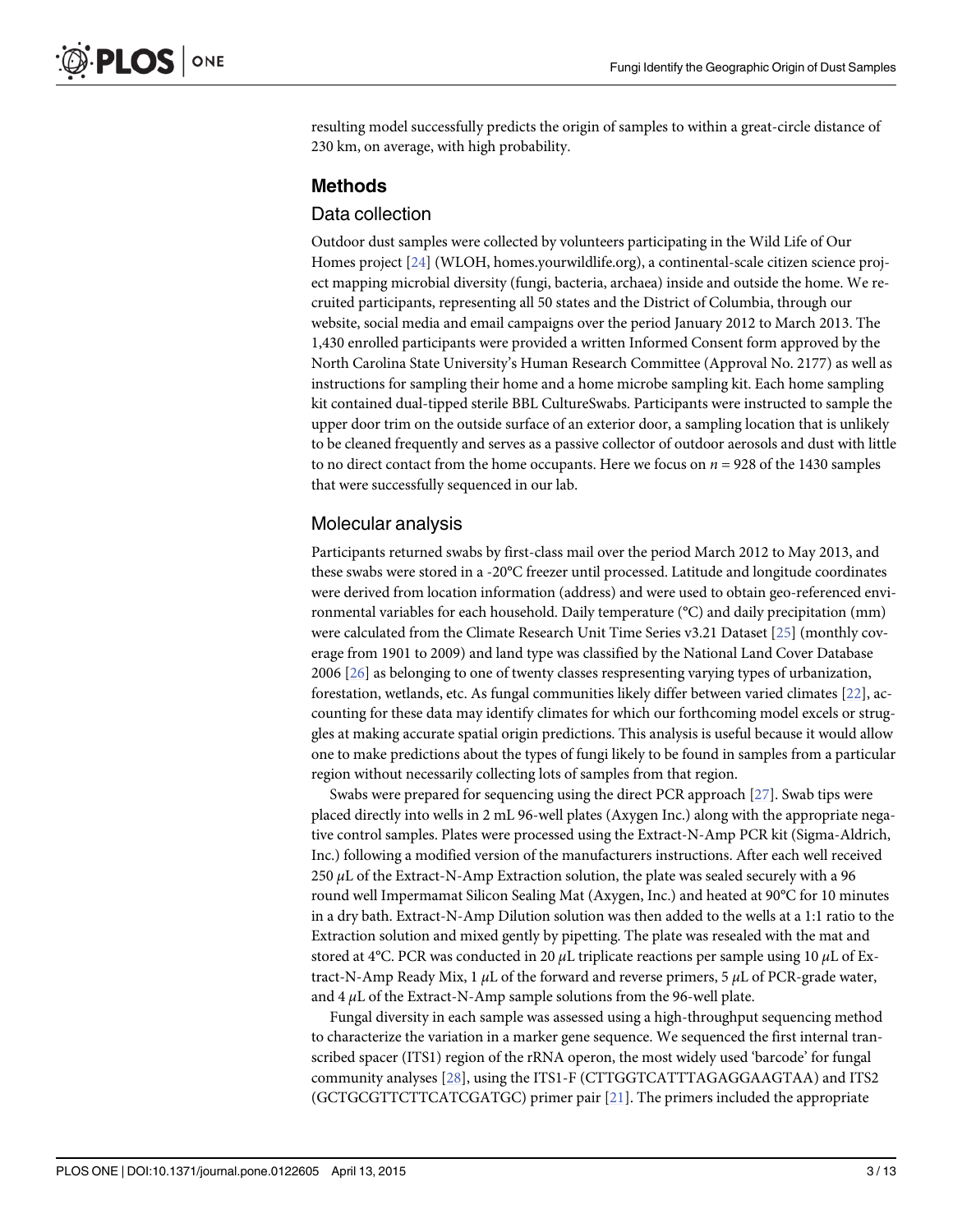resulting model successfully predicts the origin of samples to within a great-circle distance of 230 km, on average, with high probability.

## Methods

### Data collection

Outdoor dust samples were collected by volunteers participating in the Wild Life of Our Homes project [24] (WLOH, homes.yourwildlife.org), a continental-scale citizen science project mapping microbial diversity (fungi, bacteria, archaea) inside and outside the home. We recruited participants, representing all 50 states and the District of Columbia, through our website, social media and email campaigns over the period January 2012 to March 2013. The 1,430 enrolled participants were provided a written Informed Consent form approved by the North Carolina State University's Human Research Committee (Approval No. 2177) as well as instructions for sampling their home and a home microbe sampling kit. Each home sampling kit contained dual-tipped sterile BBL CultureSwabs. Participants were instructed to sample the upper door trim on the outside surface of an exterior door, a sampling location that is unlikely to be cleaned frequently and serves as a passive collector of outdoor aerosols and dust with little to no direct contact from the home occupants. Here we focus on $n = 928$ of the 1430 samples that were successfully sequenced in our lab.

### Molecular analysis

Participants returned swabs by first-class mail over the period March 2012 to May 2013, and these swabs were stored in a -20°C freezer until processed. Latitude and longitude coordinates were derived from location information (address) and were used to obtain geo-referenced environmental variables for each household. Daily temperature (°C) and daily precipitation (mm) were calculated from the Climate Research Unit Time Series v3.21 Dataset [25] (monthly coverage from 1901 to 2009) and land type was classified by the National Land Cover Database 2006 [26] as belonging to one of twenty classes representing varying types of urbanization, forestation, wetlands, etc. As fungal communities likely differ between varied climates [22], accounting for these data may identify climates for which our forthcoming model excels or struggles at making accurate spatial origin predictions. This analysis is useful because it would allow one to make predictions about the types of fungi likely to be found in samples from a particular region without necessarily collecting lots of samples from that region.

Swabs were prepared for sequencing using the direct PCR approach [27]. Swab tips were placed directly into wells in 2 mL 96-well plates (Axygen Inc.) along with the appropriate negative control samples. Plates were processed using the Extract-N-Amp PCR kit (Sigma-Aldrich, Inc.) following a modified version of the manufacturers instructions. After each well received 250 $\mu$L of the Extract-N-Amp Extraction solution, the plate was sealed securely with a 96 round well Impermamat Silicon Sealing Mat (Axygen, Inc.) and heated at 90°C for 10 minutes in a dry bath. Extract-N-Amp Dilution solution was then added to the wells at a 1:1 ratio to the Extraction solution and mixed gently by pipetting. The plate was resealed with the mat and stored at 4°C. PCR was conducted in 20 $\mu$L triplicate reactions per sample using 10 $\mu$L of Extract-N-Amp Ready Mix, 1 $\mu$L of the forward and reverse primers, 5 $\mu$L of PCR-grade water, and 4 $\mu$L of the Extract-N-Amp sample solutions from the 96-well plate.

Fungal diversity in each sample was assessed using a high-throughput sequencing method to characterize the variation in a marker gene sequence. We sequenced the first internal transcribed spacer (ITS1) region of the rRNA operon, the most widely used 'barcode' for fungal community analyses [28], using the ITS1-F (CTTGGTCATTTAGAGGAAGTAA) and ITS2 (GCTGCGTTCTTCATCGATGC) primer pair [21]. The primers included the appropriate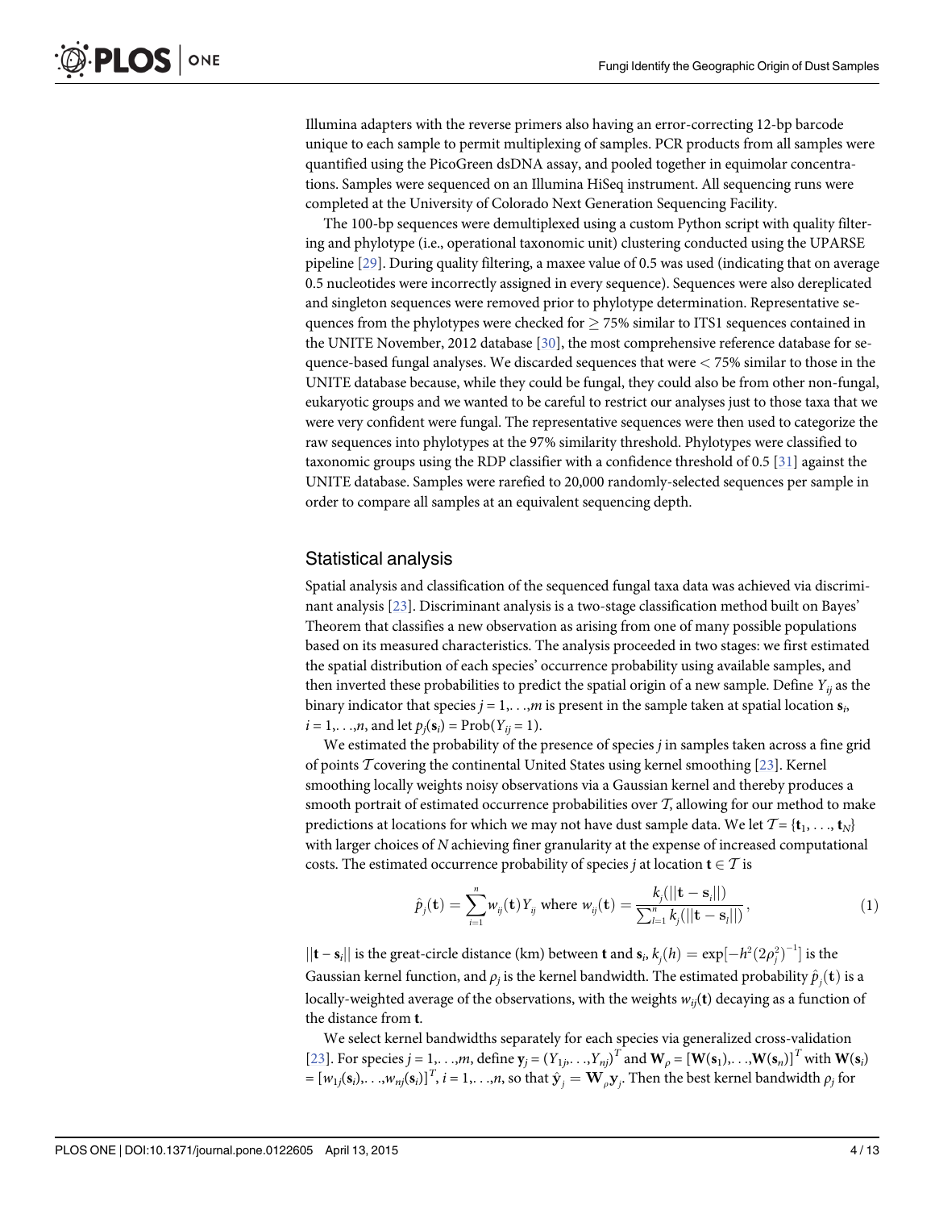Illumina adapters with the reverse primers also having an error-correcting 12-bp barcode unique to each sample to permit multiplexing of samples. PCR products from all samples were quantified using the PicoGreen dsDNA assay, and pooled together in equimolar concentrations. Samples were sequenced on an Illumina HiSeq instrument. All sequencing runs were completed at the University of Colorado Next Generation Sequencing Facility.

The 100-bp sequences were demultiplexed using a custom Python script with quality filtering and phylotype (i.e., operational taxonomic unit) clustering conducted using the UPARSE pipeline [29]. During quality filtering, a maxee value of 0.5 was used (indicating that on average 0.5 nucleotides were incorrectly assigned in every sequence). Sequences were also dereplicated and singleton sequences were removed prior to phylotype determination. Representative sequences from the phylotypes were checked for $\geq 75\%$ similar to ITS1 sequences contained in the UNITE November, 2012 database [30], the most comprehensive reference database for sequence-based fungal analyses. We discarded sequences that were $< 75\%$ similar to those in the UNITE database because, while they could be fungal, they could also be from other non-fungal, eukaryotic groups and we wanted to be careful to restrict our analyses just to those taxa that we were very confident were fungal. The representative sequences were then used to categorize the raw sequences into phylotypes at the 97% similarity threshold. Phylotypes were classified to taxonomic groups using the RDP classifier with a confidence threshold of 0.5 [31] against the UNITE database. Samples were rarefied to 20,000 randomly-selected sequences per sample in order to compare all samples at an equivalent sequencing depth.

## Statistical analysis

Spatial analysis and classification of the sequenced fungal taxa data was achieved via discriminant analysis [23]. Discriminant analysis is a two-stage classification method built on Bayes' Theorem that classifies a new observation as arising from one of many possible populations based on its measured characteristics. The analysis proceeded in two stages: we first estimated the spatial distribution of each species' occurrence probability using available samples, and then inverted these probabilities to predict the spatial origin of a new sample. Define $Y_{ij}$ as the binary indicator that species $j = 1,\ldots,m$ is present in the sample taken at spatial location $\mathbf{s}_i$, $i = 1,\ldots,n$, and let $p_j(\mathbf{s}_i) = \text{Prob}(Y_{ij} = 1)$.

We estimated the probability of the presence of species $j$ in samples taken across a fine grid of points $\mathcal{T}$ covering the continental United States using kernel smoothing [23]. Kernel smoothing locally weights noisy observations via a Gaussian kernel and thereby produces a smooth portrait of estimated occurrence probabilities over $\mathcal{T}$, allowing for our method to make predictions at locations for which we may not have dust sample data. We let $\mathcal{T} = \{\mathbf{t}_1, \ldots, \mathbf{t}_N\}$ with larger choices of $N$ achieving finer granularity at the expense of increased computational costs. The estimated occurrence probability of species $j$ at location $\mathbf{t} \in \mathcal{T}$ is

$$\hat{p}_j(\mathbf{t}) = \sum_{i=1}^{n} w_{ij}(\mathbf{t}) Y_{ij} \text{ where } w_{ij}(\mathbf{t}) = \frac{k_j(||\mathbf{t} - \mathbf{s}_i||)}{\sum_{l=1}^{n} k_j(||\mathbf{t} - \mathbf{s}_l||)}, \tag{1}$$

$||\mathbf{t} - \mathbf{s}_i||$ is the great-circle distance (km) between $\mathbf{t}$ and $\mathbf{s}_i$, $k_j(h) = \exp[-h^2(2\rho_j^2)^{-1}]$ is the Gaussian kernel function, and $\rho_j$ is the kernel bandwidth. The estimated probability $\hat{p}_j(\mathbf{t})$ is a locally-weighted average of the observations, with the weights $w_{ij}(\mathbf{t})$ decaying as a function of the distance from $\mathbf{t}$.

We select kernel bandwidths separately for each species via generalized cross-validation [23]. For species $j = 1,\ldots,m$, define $\mathbf{y}_j = (Y_{1j},\ldots,Y_{nj})^T$ and $\mathbf{W}_\rho = [\mathbf{W}(\mathbf{s}_1),\ldots,\mathbf{W}(\mathbf{s}_n)]^T$ with $\mathbf{W}(\mathbf{s}_i) = [w_{1j}(\mathbf{s}_i),\ldots,w_{nj}(\mathbf{s}_i)]^T$, $i = 1,\ldots,n$, so that $\hat{\mathbf{y}}_j = \mathbf{W}_\rho \mathbf{y}_j$. Then the best kernel bandwidth $\rho_j$ for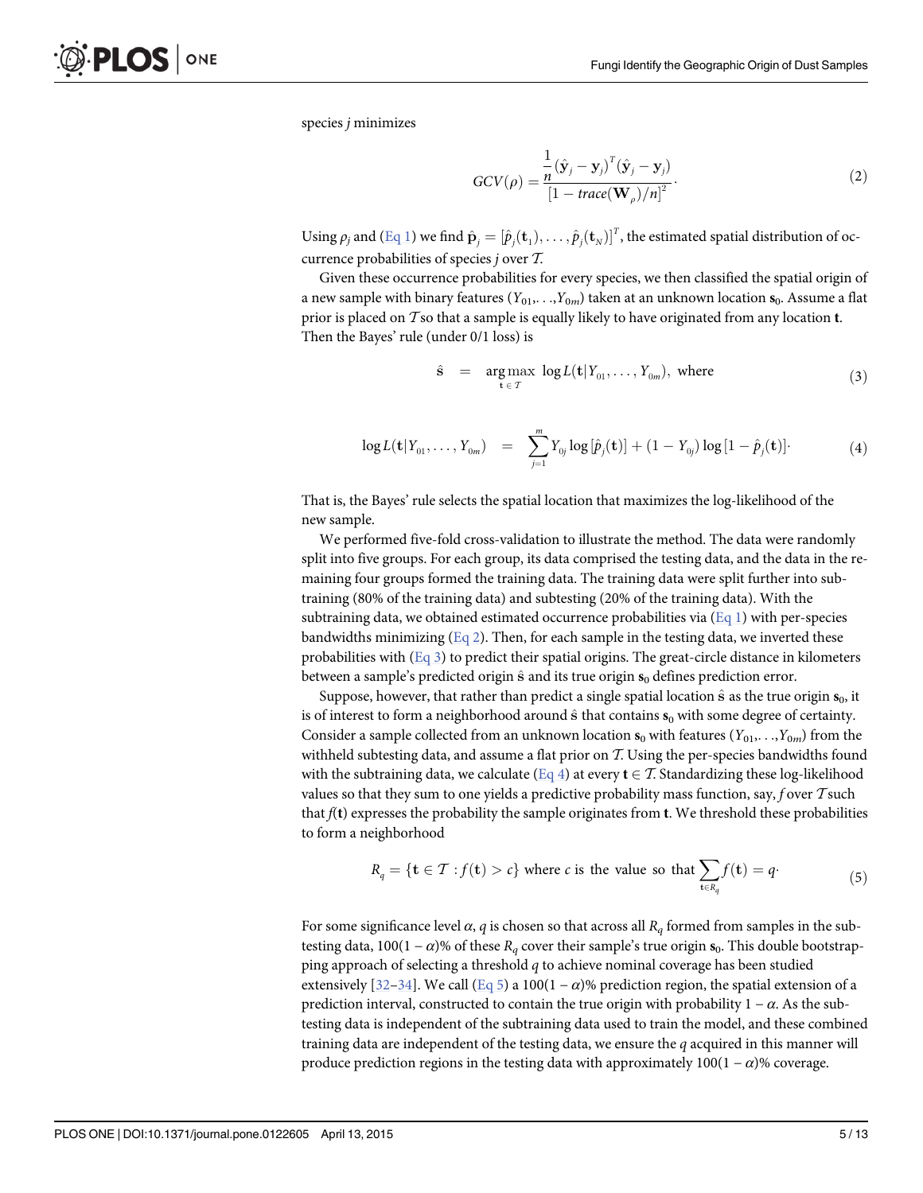species $j$ minimizes

$$GCV(\rho) = \frac{\frac{1}{n}(\hat{\mathbf{y}}_j - \mathbf{y}_j)^T(\hat{\mathbf{y}}_j - \mathbf{y}_j)}{[1 - trace(\mathbf{W}_\rho)/n]^2}. \tag{2}$$

Using $\rho_j$ and (Eq 1) we find $\hat{\mathbf{p}}_j = [\hat{p}_j(\mathbf{t}_1), \ldots, \hat{p}_j(\mathbf{t}_N)]^T$, the estimated spatial distribution of occurrence probabilities of species $j$ over $\mathcal{T}$.

Given these occurrence probabilities for every species, we then classified the spatial origin of a new sample with binary features $(Y_{01}, \ldots, Y_{0m})$ taken at an unknown location $\mathbf{s}_0$. Assume a flat prior is placed on $\mathcal{T}$ so that a sample is equally likely to have originated from any location $\mathbf{t}$. Then the Bayes' rule (under 0/1 loss) is

$$\hat{\mathbf{s}} \quad = \quad \underset{\mathbf{t} \in \mathcal{T}}{\arg\max} \ \log L(\mathbf{t}|Y_{01}, \ldots, Y_{0m}), \text{ where} \tag{3}$$

$$\log L(\mathbf{t}|Y_{01}, \ldots, Y_{0m}) \quad = \quad \sum_{j=1}^{m} Y_{0j} \log[\hat{p}_j(\mathbf{t})] + (1 - Y_{0j}) \log[1 - \hat{p}_j(\mathbf{t})]. \tag{4}$$

That is, the Bayes' rule selects the spatial location that maximizes the log-likelihood of the new sample.

We performed five-fold cross-validation to illustrate the method. The data were randomly split into five groups. For each group, its data comprised the testing data, and the data in the remaining four groups formed the training data. The training data were split further into subtraining (80% of the training data) and subtesting (20% of the training data). With the subtraining data, we obtained estimated occurrence probabilities via (Eq 1) with per-species bandwidths minimizing (Eq 2). Then, for each sample in the testing data, we inverted these probabilities with (Eq 3) to predict their spatial origins. The great-circle distance in kilometers between a sample's predicted origin $\hat{\mathbf{s}}$ and its true origin $\mathbf{s}_0$ defines prediction error.

Suppose, however, that rather than predict a single spatial location $\hat{\mathbf{s}}$ as the true origin $\mathbf{s}_0$, it is of interest to form a neighborhood around $\hat{\mathbf{s}}$ that contains $\mathbf{s}_0$ with some degree of certainty. Consider a sample collected from an unknown location $\mathbf{s}_0$ with features $(Y_{01}, \ldots, Y_{0m})$ from the withheld subtesting data, and assume a flat prior on $\mathcal{T}$. Using the per-species bandwidths found with the subtraining data, we calculate (Eq 4) at every $\mathbf{t} \in \mathcal{T}$. Standardizing these log-likelihood values so that they sum to one yields a predictive probability mass function, say, $f$ over $\mathcal{T}$ such that $f(\mathbf{t})$ expresses the probability the sample originates from $\mathbf{t}$. We threshold these probabilities to form a neighborhood

$$R_q = \{\mathbf{t} \in \mathcal{T} : f(\mathbf{t}) > c\} \text{ where } c \text{ is the value so that } \sum_{\mathbf{t} \in R_q} f(\mathbf{t}) = q. \tag{5}$$

For some significance level $\alpha$, $q$ is chosen so that across all $R_q$ formed from samples in the subtesting data, $100(1 - \alpha)\%$ of these $R_q$ cover their sample's true origin $\mathbf{s}_0$. This double bootstrapping approach of selecting a threshold $q$ to achieve nominal coverage has been studied extensively [32–34]. We call (Eq 5) a $100(1 - \alpha)\%$ prediction region, the spatial extension of a prediction interval, constructed to contain the true origin with probability $1 - \alpha$. As the subtesting data is independent of the subtraining data used to train the model, and these combined training data are independent of the testing data, we ensure the $q$ acquired in this manner will produce prediction regions in the testing data with approximately $100(1 - \alpha)\%$ coverage.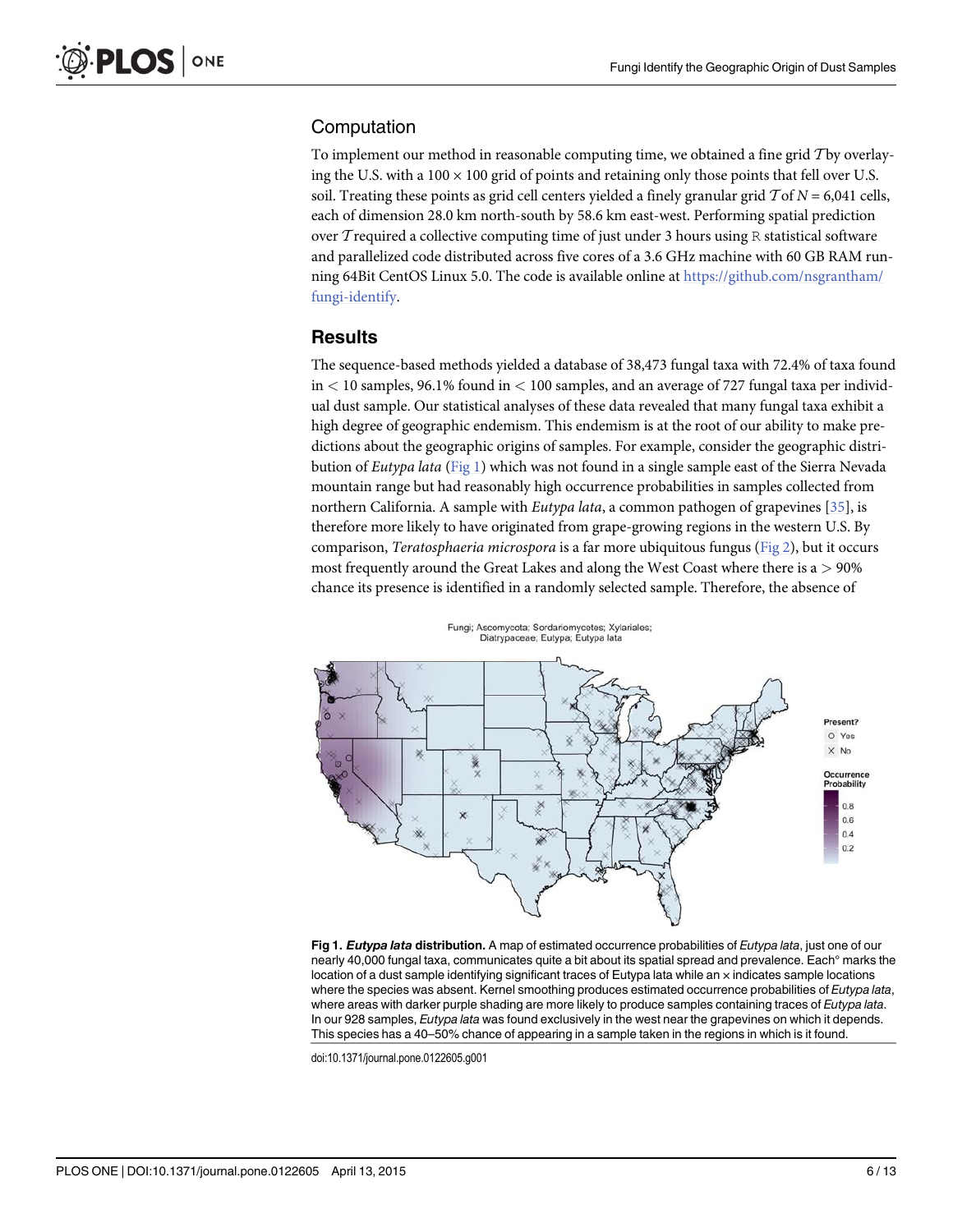## Computation

To implement our method in reasonable computing time, we obtained a fine grid $\mathcal{T}$ by overlaying the U.S. with a $100 \times 100$ grid of points and retaining only those points that fell over U.S. soil. Treating these points as grid cell centers yielded a finely granular grid $\mathcal{T}$ of $N = 6{,}041$ cells, each of dimension 28.0 km north-south by 58.6 km east-west. Performing spatial prediction over $\mathcal{T}$ required a collective computing time of just under 3 hours using `R` statistical software and parallelized code distributed across five cores of a 3.6 GHz machine with 60 GB RAM running 64Bit CentOS Linux 5.0. The code is available online at https://github.com/nsgrantham/fungi-identify.

## Results

The sequence-based methods yielded a database of 38,473 fungal taxa with 72.4% of taxa found in $< 10$ samples, 96.1% found in $< 100$ samples, and an average of 727 fungal taxa per individual dust sample. Our statistical analyses of these data revealed that many fungal taxa exhibit a high degree of geographic endemism. This endemism is at the root of our ability to make predictions about the geographic origins of samples. For example, consider the geographic distribution of *Eutypa lata* (Fig 1) which was not found in a single sample east of the Sierra Nevada mountain range but had reasonably high occurrence probabilities in samples collected from northern California. A sample with *Eutypa lata*, a common pathogen of grapevines [35], is therefore more likely to have originated from grape-growing regions in the western U.S. By comparison, *Teratosphaeria microspora* is a far more ubiquitous fungus (Fig 2), but it occurs most frequently around the Great Lakes and along the West Coast where there is a $> 90\%$ chance its presence is identified in a randomly selected sample. Therefore, the absence of

**Fig 1. *Eutypa lata* distribution.** A map of estimated occurrence probabilities of *Eutypa lata*, just one of our nearly 40,000 fungal taxa, communicates quite a bit about its spatial spread and prevalence. Each° marks the location of a dust sample identifying significant traces of Eutypa lata while an × indicates sample locations where the species was absent. Kernel smoothing produces estimated occurrence probabilities of *Eutypa lata*, where areas with darker purple shading are more likely to produce samples containing traces of *Eutypa lata*. In our 928 samples, *Eutypa lata* was found exclusively in the west near the grapevines on which it depends. This species has a 40–50% chance of appearing in a sample taken in the regions in which is it found.

doi:10.1371/journal.pone.0122605.g001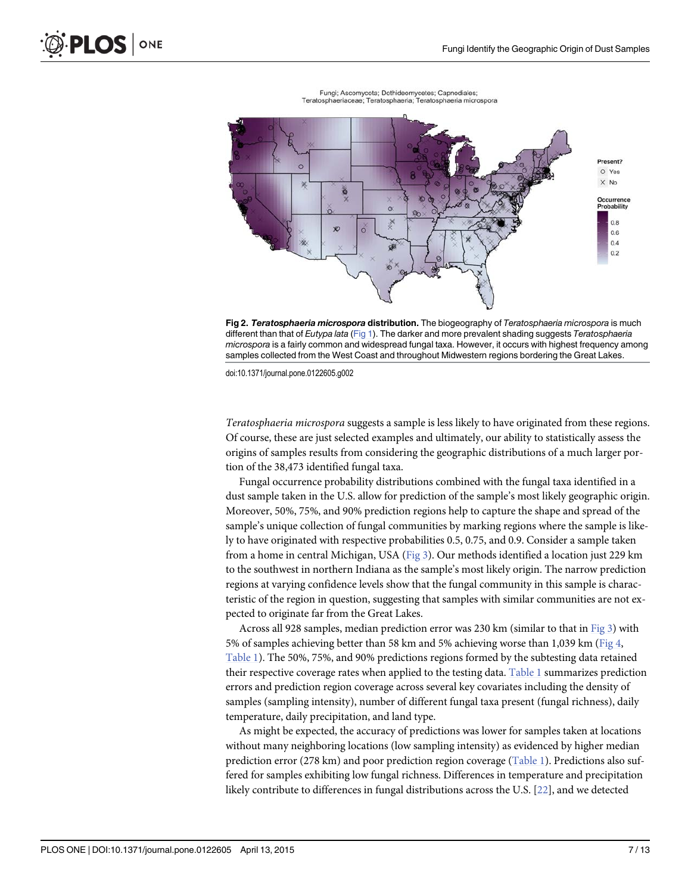**Fig 2. *Teratosphaeria microspora* distribution.** The biogeography of *Teratosphaeria microspora* is much different than that of *Eutypa lata* (Fig 1). The darker and more prevalent shading suggests *Teratosphaeria microspora* is a fairly common and widespread fungal taxa. However, it occurs with highest frequency among samples collected from the West Coast and throughout Midwestern regions bordering the Great Lakes.

doi:10.1371/journal.pone.0122605.g002

*Teratosphaeria microspora* suggests a sample is less likely to have originated from these regions. Of course, these are just selected examples and ultimately, our ability to statistically assess the origins of samples results from considering the geographic distributions of a much larger portion of the 38,473 identified fungal taxa.

Fungal occurrence probability distributions combined with the fungal taxa identified in a dust sample taken in the U.S. allow for prediction of the sample's most likely geographic origin. Moreover, 50%, 75%, and 90% prediction regions help to capture the shape and spread of the sample's unique collection of fungal communities by marking regions where the sample is likely to have originated with respective probabilities 0.5, 0.75, and 0.9. Consider a sample taken from a home in central Michigan, USA (Fig 3). Our methods identified a location just 229 km to the southwest in northern Indiana as the sample's most likely origin. The narrow prediction regions at varying confidence levels show that the fungal community in this sample is characteristic of the region in question, suggesting that samples with similar communities are not expected to originate far from the Great Lakes.

Across all 928 samples, median prediction error was 230 km (similar to that in Fig 3) with 5% of samples achieving better than 58 km and 5% achieving worse than 1,039 km (Fig 4, Table 1). The 50%, 75%, and 90% predictions regions formed by the subtesting data retained their respective coverage rates when applied to the testing data. Table 1 summarizes prediction errors and prediction region coverage across several key covariates including the density of samples (sampling intensity), number of different fungal taxa present (fungal richness), daily temperature, daily precipitation, and land type.

As might be expected, the accuracy of predictions was lower for samples taken at locations without many neighboring locations (low sampling intensity) as evidenced by higher median prediction error (278 km) and poor prediction region coverage (Table 1). Predictions also suffered for samples exhibiting low fungal richness. Differences in temperature and precipitation likely contribute to differences in fungal distributions across the U.S. [22], and we detected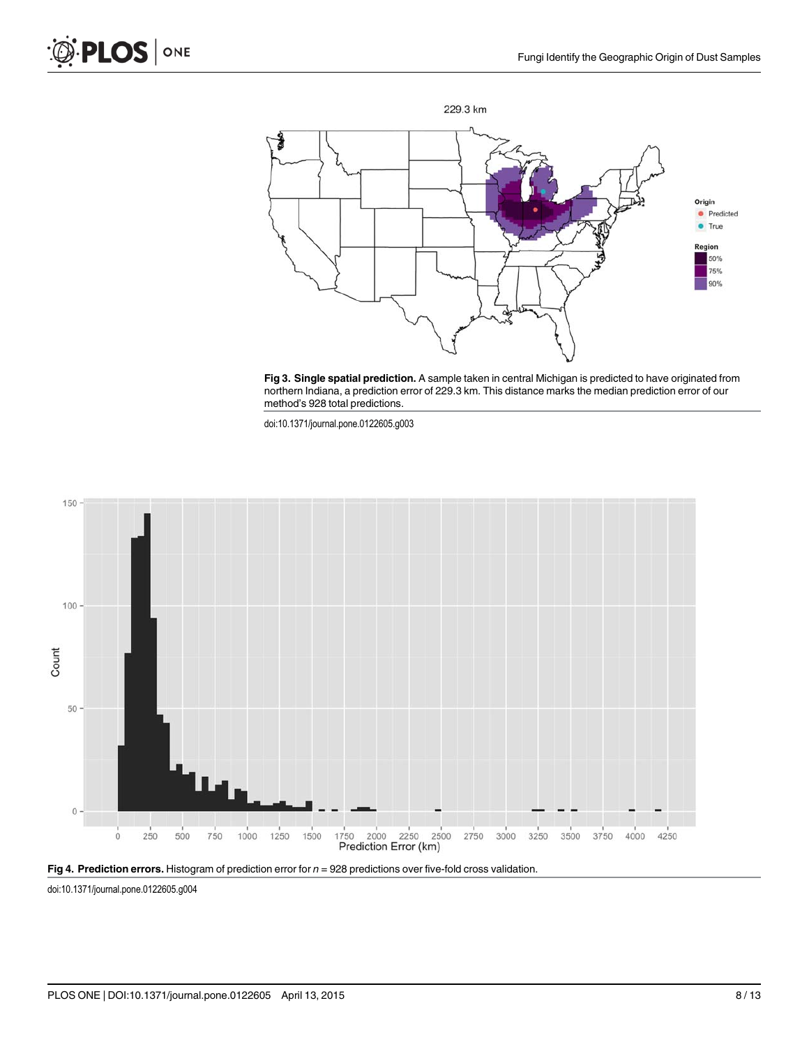**Fig 3. Single spatial prediction.** A sample taken in central Michigan is predicted to have originated from northern Indiana, a prediction error of 229.3 km. This distance marks the median prediction error of our method's 928 total predictions.

doi:10.1371/journal.pone.0122605.g003

**Fig 4. Prediction errors.** Histogram of prediction error for $n$ = 928 predictions over five-fold cross validation.

doi:10.1371/journal.pone.0122605.g004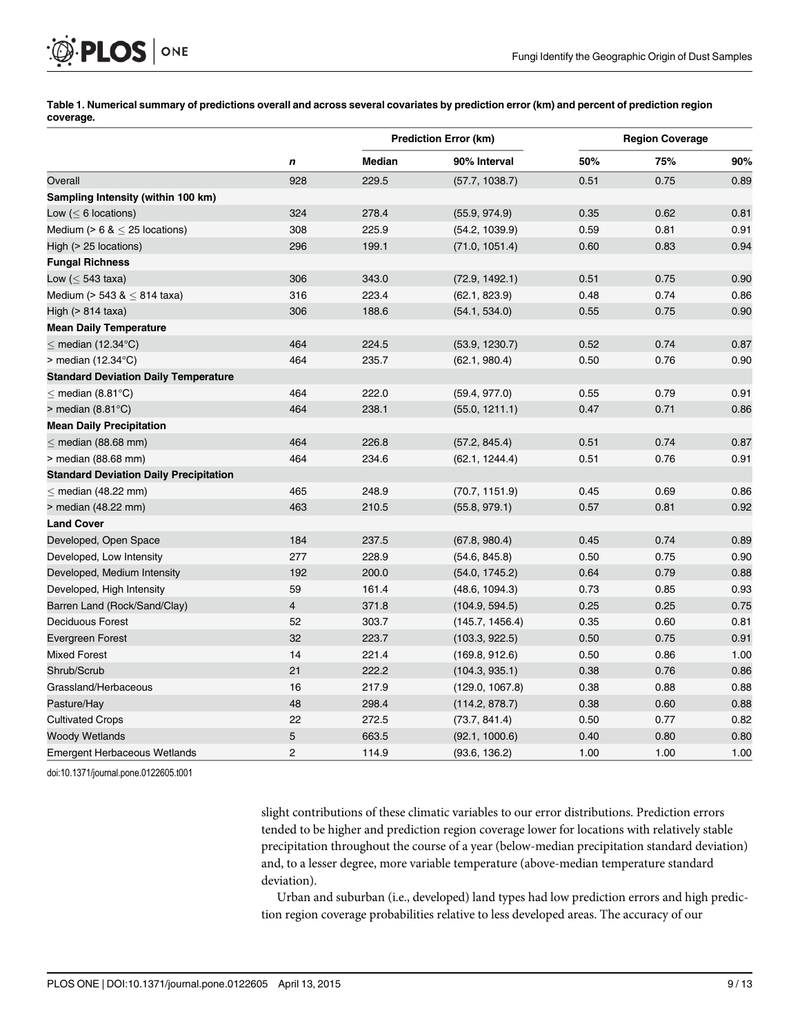**Table 1. Numerical summary of predictions overall and across several covariates by prediction error (km) and percent of prediction region coverage.**

| | | Prediction Error (km) | | Region Coverage | | |
|---|---|---|---|---|---|---|
| | *n* | Median | 90% Interval | 50% | 75% | 90% |
| Overall | 928 | 229.5 | (57.7, 1038.7) | 0.51 | 0.75 | 0.89 |
| **Sampling Intensity (within 100 km)** | | | | | | |
| Low (≤ 6 locations) | 324 | 278.4 | (55.9, 974.9) | 0.35 | 0.62 | 0.81 |
| Medium (> 6 & ≤ 25 locations) | 308 | 225.9 | (54.2, 1039.9) | 0.59 | 0.81 | 0.91 |
| High (> 25 locations) | 296 | 199.1 | (71.0, 1051.4) | 0.60 | 0.83 | 0.94 |
| **Fungal Richness** | | | | | | |
| Low (≤ 543 taxa) | 306 | 343.0 | (72.9, 1492.1) | 0.51 | 0.75 | 0.90 |
| Medium (> 543 & ≤ 814 taxa) | 316 | 223.4 | (62.1, 823.9) | 0.48 | 0.74 | 0.86 |
| High (> 814 taxa) | 306 | 188.6 | (54.1, 534.0) | 0.55 | 0.75 | 0.90 |
| **Mean Daily Temperature** | | | | | | |
| ≤ median (12.34°C) | 464 | 224.5 | (53.9, 1230.7) | 0.52 | 0.74 | 0.87 |
| > median (12.34°C) | 464 | 235.7 | (62.1, 980.4) | 0.50 | 0.76 | 0.90 |
| **Standard Deviation Daily Temperature** | | | | | | |
| ≤ median (8.81°C) | 464 | 222.0 | (59.4, 977.0) | 0.55 | 0.79 | 0.91 |
| > median (8.81°C) | 464 | 238.1 | (55.0, 1211.1) | 0.47 | 0.71 | 0.86 |
| **Mean Daily Precipitation** | | | | | | |
| ≤ median (88.68 mm) | 464 | 226.8 | (57.2, 845.4) | 0.51 | 0.74 | 0.87 |
| > median (88.68 mm) | 464 | 234.6 | (62.1, 1244.4) | 0.51 | 0.76 | 0.91 |
| **Standard Deviation Daily Precipitation** | | | | | | |
| ≤ median (48.22 mm) | 465 | 248.9 | (70.7, 1151.9) | 0.45 | 0.69 | 0.86 |
| > median (48.22 mm) | 463 | 210.5 | (55.8, 979.1) | 0.57 | 0.81 | 0.92 |
| **Land Cover** | | | | | | |
| Developed, Open Space | 184 | 237.5 | (67.8, 980.4) | 0.45 | 0.74 | 0.89 |
| Developed, Low Intensity | 277 | 228.9 | (54.6, 845.8) | 0.50 | 0.75 | 0.90 |
| Developed, Medium Intensity | 192 | 200.0 | (54.0, 1745.2) | 0.64 | 0.79 | 0.88 |
| Developed, High Intensity | 59 | 161.4 | (48.6, 1094.3) | 0.73 | 0.85 | 0.93 |
| Barren Land (Rock/Sand/Clay) | 4 | 371.8 | (104.9, 594.5) | 0.25 | 0.25 | 0.75 |
| Deciduous Forest | 52 | 303.7 | (145.7, 1456.4) | 0.35 | 0.60 | 0.81 |
| Evergreen Forest | 32 | 223.7 | (103.3, 922.5) | 0.50 | 0.75 | 0.91 |
| Mixed Forest | 14 | 221.4 | (169.8, 912.6) | 0.50 | 0.86 | 1.00 |
| Shrub/Scrub | 21 | 222.2 | (104.3, 935.1) | 0.38 | 0.76 | 0.86 |
| Grassland/Herbaceous | 16 | 217.9 | (129.0, 1067.8) | 0.38 | 0.88 | 0.88 |
| Pasture/Hay | 48 | 298.4 | (114.2, 878.7) | 0.38 | 0.60 | 0.88 |
| Cultivated Crops | 22 | 272.5 | (73.7, 841.4) | 0.50 | 0.77 | 0.82 |
| Woody Wetlands | 5 | 663.5 | (92.1, 1000.6) | 0.40 | 0.80 | 0.80 |
| Emergent Herbaceous Wetlands | 2 | 114.9 | (93.6, 136.2) | 1.00 | 1.00 | 1.00 |

doi:10.1371/journal.pone.0122605.t001

slight contributions of these climatic variables to our error distributions. Prediction errors tended to be higher and prediction region coverage lower for locations with relatively stable precipitation throughout the course of a year (below-median precipitation standard deviation) and, to a lesser degree, more variable temperature (above-median temperature standard deviation).

Urban and suburban (i.e., developed) land types had low prediction errors and high prediction region coverage probabilities relative to less developed areas. The accuracy of our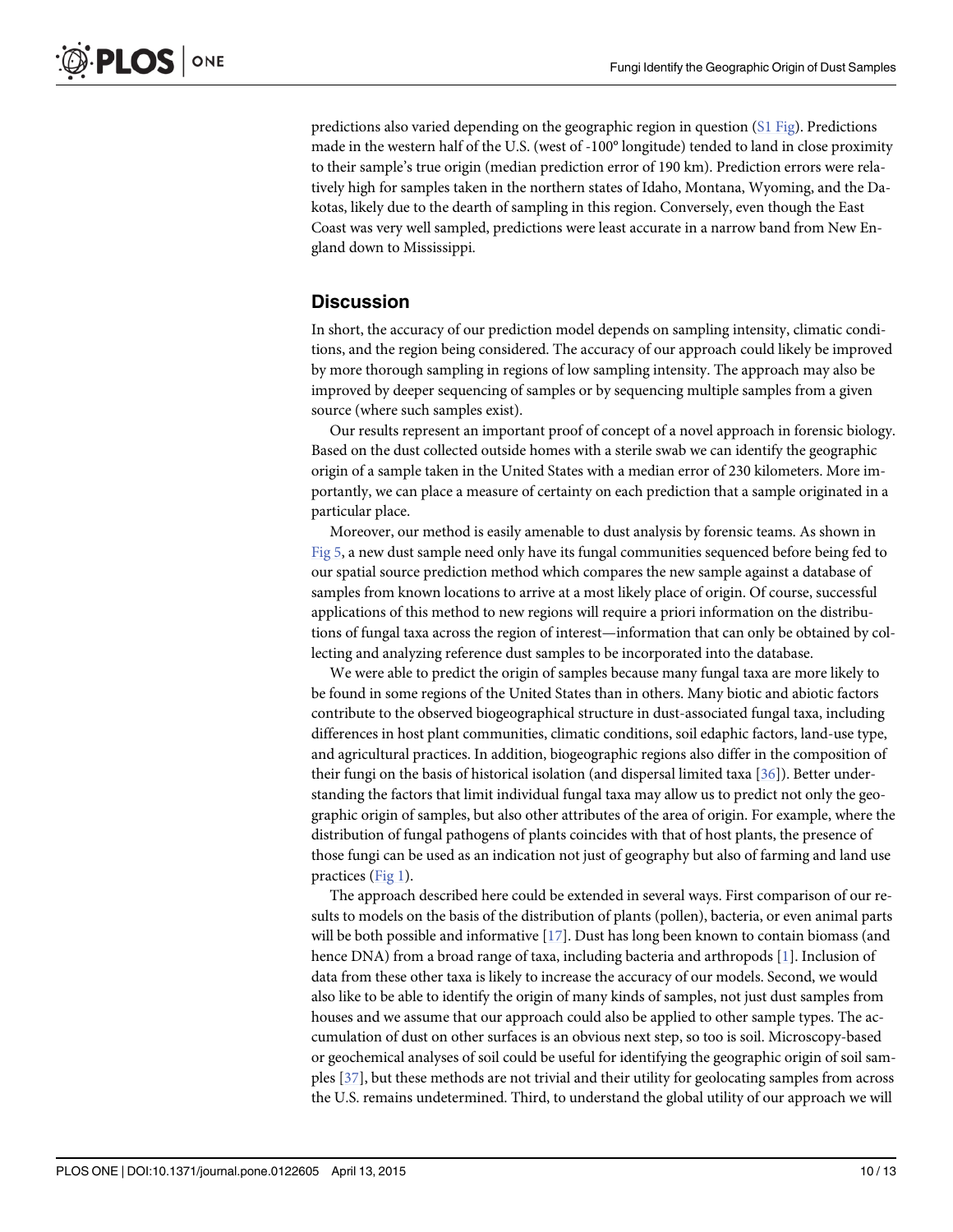predictions also varied depending on the geographic region in question (S1 Fig). Predictions made in the western half of the U.S. (west of -100° longitude) tended to land in close proximity to their sample's true origin (median prediction error of 190 km). Prediction errors were relatively high for samples taken in the northern states of Idaho, Montana, Wyoming, and the Dakotas, likely due to the dearth of sampling in this region. Conversely, even though the East Coast was very well sampled, predictions were least accurate in a narrow band from New England down to Mississippi.

## Discussion

In short, the accuracy of our prediction model depends on sampling intensity, climatic conditions, and the region being considered. The accuracy of our approach could likely be improved by more thorough sampling in regions of low sampling intensity. The approach may also be improved by deeper sequencing of samples or by sequencing multiple samples from a given source (where such samples exist).

Our results represent an important proof of concept of a novel approach in forensic biology. Based on the dust collected outside homes with a sterile swab we can identify the geographic origin of a sample taken in the United States with a median error of 230 kilometers. More importantly, we can place a measure of certainty on each prediction that a sample originated in a particular place.

Moreover, our method is easily amenable to dust analysis by forensic teams. As shown in Fig 5, a new dust sample need only have its fungal communities sequenced before being fed to our spatial source prediction method which compares the new sample against a database of samples from known locations to arrive at a most likely place of origin. Of course, successful applications of this method to new regions will require a priori information on the distributions of fungal taxa across the region of interest—information that can only be obtained by collecting and analyzing reference dust samples to be incorporated into the database.

We were able to predict the origin of samples because many fungal taxa are more likely to be found in some regions of the United States than in others. Many biotic and abiotic factors contribute to the observed biogeographical structure in dust-associated fungal taxa, including differences in host plant communities, climatic conditions, soil edaphic factors, land-use type, and agricultural practices. In addition, biogeographic regions also differ in the composition of their fungi on the basis of historical isolation (and dispersal limited taxa [36]). Better understanding the factors that limit individual fungal taxa may allow us to predict not only the geographic origin of samples, but also other attributes of the area of origin. For example, where the distribution of fungal pathogens of plants coincides with that of host plants, the presence of those fungi can be used as an indication not just of geography but also of farming and land use practices (Fig 1).

The approach described here could be extended in several ways. First comparison of our results to models on the basis of the distribution of plants (pollen), bacteria, or even animal parts will be both possible and informative [17]. Dust has long been known to contain biomass (and hence DNA) from a broad range of taxa, including bacteria and arthropods [1]. Inclusion of data from these other taxa is likely to increase the accuracy of our models. Second, we would also like to be able to identify the origin of many kinds of samples, not just dust samples from houses and we assume that our approach could also be applied to other sample types. The accumulation of dust on other surfaces is an obvious next step, so too is soil. Microscopy-based or geochemical analyses of soil could be useful for identifying the geographic origin of soil samples [37], but these methods are not trivial and their utility for geolocating samples from across the U.S. remains undetermined. Third, to understand the global utility of our approach we will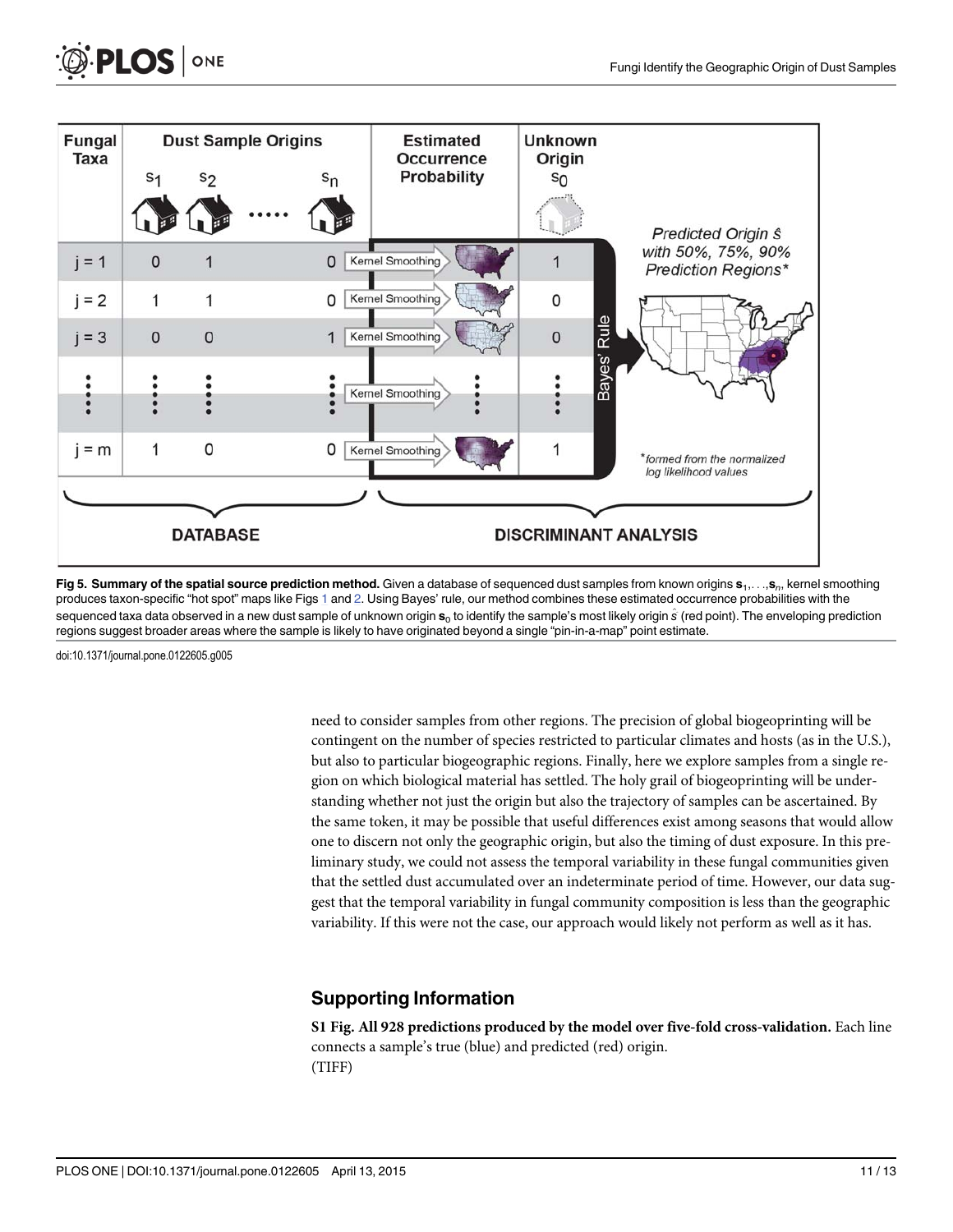Fig 5. Summary of the spatial source prediction method. Given a database of sequenced dust samples from known origins $\mathbf{s}_1, \ldots, \mathbf{s}_n$, kernel smoothing produces taxon-specific "hot spot" maps like Figs 1 and 2. Using Bayes' rule, our method combines these estimated occurrence probabilities with the sequenced taxa data observed in a new dust sample of unknown origin $\mathbf{s}_0$ to identify the sample's most likely origin $\hat{s}$ (red point). The enveloping prediction regions suggest broader areas where the sample is likely to have originated beyond a single "pin-in-a-map" point estimate.

doi:10.1371/journal.pone.0122605.g005

need to consider samples from other regions. The precision of global biogeoprinting will be contingent on the number of species restricted to particular climates and hosts (as in the U.S.), but also to particular biogeographic regions. Finally, here we explore samples from a single region on which biological material has settled. The holy grail of biogeoprinting will be understanding whether not just the origin but also the trajectory of samples can be ascertained. By the same token, it may be possible that useful differences exist among seasons that would allow one to discern not only the geographic origin, but also the timing of dust exposure. In this preliminary study, we could not assess the temporal variability in these fungal communities given that the settled dust accumulated over an indeterminate period of time. However, our data suggest that the temporal variability in fungal community composition is less than the geographic variability. If this were not the case, our approach would likely not perform as well as it has.

## Supporting Information

**S1 Fig. All 928 predictions produced by the model over five-fold cross-validation.** Each line connects a sample's true (blue) and predicted (red) origin.
(TIFF)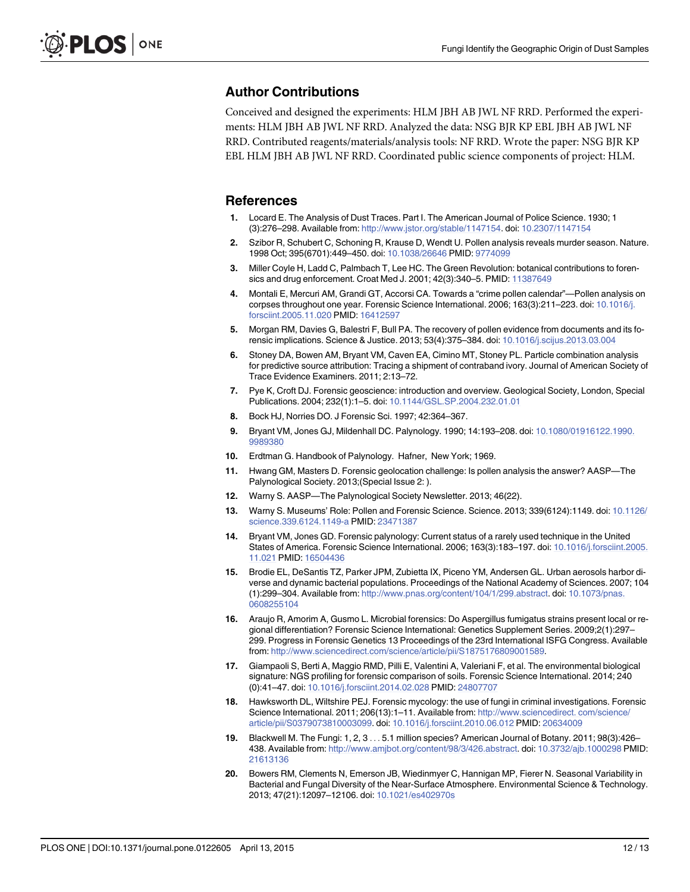## Author Contributions

Conceived and designed the experiments: HLM JBH AB JWL NF RRD. Performed the experiments: HLM JBH AB JWL NF RRD. Analyzed the data: NSG BJR KP EBL JBH AB JWL NF RRD. Contributed reagents/materials/analysis tools: NF RRD. Wrote the paper: NSG BJR KP EBL HLM JBH AB JWL NF RRD. Coordinated public science components of project: HLM.

## References

1. Locard E. The Analysis of Dust Traces. Part I. The American Journal of Police Science. 1930; 1 (3):276–298. Available from: http://www.jstor.org/stable/1147154. doi: 10.2307/1147154
2. Szibor R, Schubert C, Schoning R, Krause D, Wendt U. Pollen analysis reveals murder season. Nature. 1998 Oct; 395(6701):449–450. doi: 10.1038/26646 PMID: 9774099
3. Miller Coyle H, Ladd C, Palmbach T, Lee HC. The Green Revolution: botanical contributions to forensics and drug enforcement. Croat Med J. 2001; 42(3):340–5. PMID: 11387649
4. Montali E, Mercuri AM, Grandi GT, Accorsi CA. Towards a "crime pollen calendar"—Pollen analysis on corpses throughout one year. Forensic Science International. 2006; 163(3):211–223. doi: 10.1016/j.forsciint.2005.11.020 PMID: 16412597
5. Morgan RM, Davies G, Balestri F, Bull PA. The recovery of pollen evidence from documents and its forensic implications. Science & Justice. 2013; 53(4):375–384. doi: 10.1016/j.scijus.2013.03.004
6. Stoney DA, Bowen AM, Bryant VM, Caven EA, Cimino MT, Stoney PL. Particle combination analysis for predictive source attribution: Tracing a shipment of contraband ivory. Journal of American Society of Trace Evidence Examiners. 2011; 2:13–72.
7. Pye K, Croft DJ. Forensic geoscience: introduction and overview. Geological Society, London, Special Publications. 2004; 232(1):1–5. doi: 10.1144/GSL.SP.2004.232.01.01
8. Bock HJ, Norries DO. J Forensic Sci. 1997; 42:364–367.
9. Bryant VM, Jones GJ, Mildenhall DC. Palynology. 1990; 14:193–208. doi: 10.1080/01916122.1990.9989380
10. Erdtman G. Handbook of Palynology. Hafner, New York; 1969.
11. Hwang GM, Masters D. Forensic geolocation challenge: Is pollen analysis the answer? AASP—The Palynological Society. 2013;(Special Issue 2: ).
12. Warny S. AASP—The Palynological Society Newsletter. 2013; 46(22).
13. Warny S. Museums' Role: Pollen and Forensic Science. Science. 2013; 339(6124):1149. doi: 10.1126/science.339.6124.1149-a PMID: 23471387
14. Bryant VM, Jones GD. Forensic palynology: Current status of a rarely used technique in the United States of America. Forensic Science International. 2006; 163(3):183–197. doi: 10.1016/j.forsciint.2005.11.021 PMID: 16504436
15. Brodie EL, DeSantis TZ, Parker JPM, Zubietta IX, Piceno YM, Andersen GL. Urban aerosols harbor diverse and dynamic bacterial populations. Proceedings of the National Academy of Sciences. 2007; 104 (1):299–304. Available from: http://www.pnas.org/content/104/1/299.abstract. doi: 10.1073/pnas.0608255104
16. Araujo R, Amorim A, Gusmo L. Microbial forensics: Do Aspergillus fumigatus strains present local or regional differentiation? Forensic Science International: Genetics Supplement Series. 2009;2(1):297–299. Progress in Forensic Genetics 13 Proceedings of the 23rd International ISFG Congress. Available from: http://www.sciencedirect.com/science/article/pii/S1875176809001589.
17. Giampaoli S, Berti A, Maggio RMD, Pilli E, Valentini A, Valeriani F, et al. The environmental biological signature: NGS profiling for forensic comparison of soils. Forensic Science International. 2014; 240 (0):41–47. doi: 10.1016/j.forsciint.2014.02.028 PMID: 24807707
18. Hawksworth DL, Wiltshire PEJ. Forensic mycology: the use of fungi in criminal investigations. Forensic Science International. 2011; 206(13):1–11. Available from: http://www.sciencedirect.com/science/article/pii/S0379073810003099. doi: 10.1016/j.forsciint.2010.06.012 PMID: 20634009
19. Blackwell M. The Fungi: 1, 2, 3 . . . 5.1 million species? American Journal of Botany. 2011; 98(3):426–438. Available from: http://www.amjbot.org/content/98/3/426.abstract. doi: 10.3732/ajb.1000298 PMID: 21613136
20. Bowers RM, Clements N, Emerson JB, Wiedinmyer C, Hannigan MP, Fierer N. Seasonal Variability in Bacterial and Fungal Diversity of the Near-Surface Atmosphere. Environmental Science & Technology. 2013; 47(21):12097–12106. doi: 10.1021/es402970s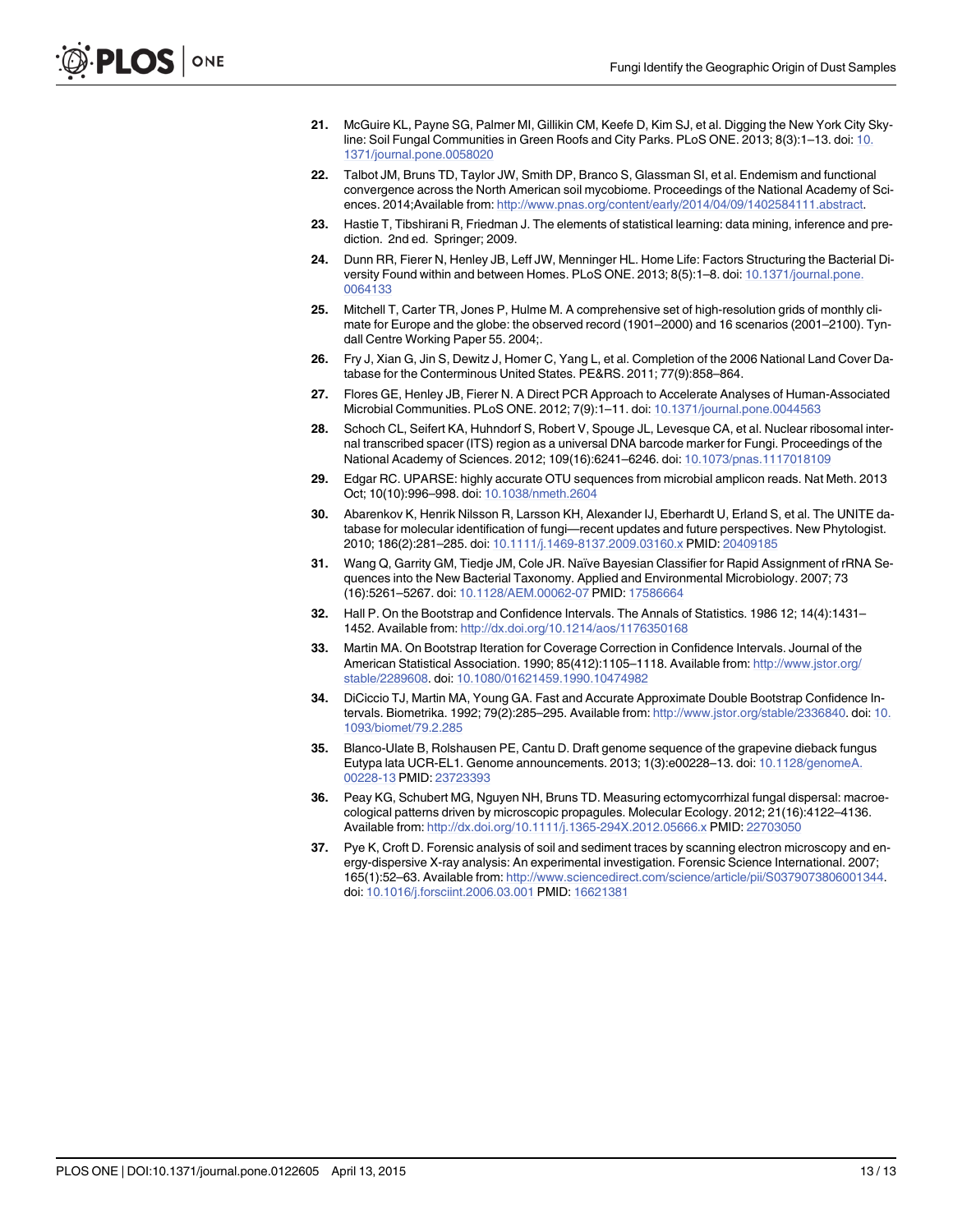21. McGuire KL, Payne SG, Palmer MI, Gillikin CM, Keefe D, Kim SJ, et al. Digging the New York City Skyline: Soil Fungal Communities in Green Roofs and City Parks. PLoS ONE. 2013; 8(3):1–13. doi: 10.1371/journal.pone.0058020

22. Talbot JM, Bruns TD, Taylor JW, Smith DP, Branco S, Glassman SI, et al. Endemism and functional convergence across the North American soil mycobiome. Proceedings of the National Academy of Sciences. 2014;Available from: http://www.pnas.org/content/early/2014/04/09/1402584111.abstract.

23. Hastie T, Tibshirani R, Friedman J. The elements of statistical learning: data mining, inference and prediction. 2nd ed. Springer; 2009.

24. Dunn RR, Fierer N, Henley JB, Leff JW, Menninger HL. Home Life: Factors Structuring the Bacterial Diversity Found within and between Homes. PLoS ONE. 2013; 8(5):1–8. doi: 10.1371/journal.pone.0064133

25. Mitchell T, Carter TR, Jones P, Hulme M. A comprehensive set of high-resolution grids of monthly climate for Europe and the globe: the observed record (1901–2000) and 16 scenarios (2001–2100). Tyndall Centre Working Paper 55. 2004;.

26. Fry J, Xian G, Jin S, Dewitz J, Homer C, Yang L, et al. Completion of the 2006 National Land Cover Database for the Conterminous United States. PE&RS. 2011; 77(9):858–864.

27. Flores GE, Henley JB, Fierer N. A Direct PCR Approach to Accelerate Analyses of Human-Associated Microbial Communities. PLoS ONE. 2012; 7(9):1–11. doi: 10.1371/journal.pone.0044563

28. Schoch CL, Seifert KA, Huhndorf S, Robert V, Spouge JL, Levesque CA, et al. Nuclear ribosomal internal transcribed spacer (ITS) region as a universal DNA barcode marker for Fungi. Proceedings of the National Academy of Sciences. 2012; 109(16):6241–6246. doi: 10.1073/pnas.1117018109

29. Edgar RC. UPARSE: highly accurate OTU sequences from microbial amplicon reads. Nat Meth. 2013 Oct; 10(10):996–998. doi: 10.1038/nmeth.2604

30. Abarenkov K, Henrik Nilsson R, Larsson KH, Alexander IJ, Eberhardt U, Erland S, et al. The UNITE database for molecular identification of fungi—recent updates and future perspectives. New Phytologist. 2010; 186(2):281–285. doi: 10.1111/j.1469-8137.2009.03160.x PMID: 20409185

31. Wang Q, Garrity GM, Tiedje JM, Cole JR. Naïve Bayesian Classifier for Rapid Assignment of rRNA Sequences into the New Bacterial Taxonomy. Applied and Environmental Microbiology. 2007; 73 (16):5261–5267. doi: 10.1128/AEM.00062-07 PMID: 17586664

32. Hall P. On the Bootstrap and Confidence Intervals. The Annals of Statistics. 1986 12; 14(4):1431–1452. Available from: http://dx.doi.org/10.1214/aos/1176350168

33. Martin MA. On Bootstrap Iteration for Coverage Correction in Confidence Intervals. Journal of the American Statistical Association. 1990; 85(412):1105–1118. Available from: http://www.jstor.org/stable/2289608. doi: 10.1080/01621459.1990.10474982

34. DiCiccio TJ, Martin MA, Young GA. Fast and Accurate Approximate Double Bootstrap Confidence Intervals. Biometrika. 1992; 79(2):285–295. Available from: http://www.jstor.org/stable/2336840. doi: 10.1093/biomet/79.2.285

35. Blanco-Ulate B, Rolshausen PE, Cantu D. Draft genome sequence of the grapevine dieback fungus Eutypa lata UCR-EL1. Genome announcements. 2013; 1(3):e00228–13. doi: 10.1128/genomeA.00228-13 PMID: 23723393

36. Peay KG, Schubert MG, Nguyen NH, Bruns TD. Measuring ectomycorrhizal fungal dispersal: macroecological patterns driven by microscopic propagules. Molecular Ecology. 2012; 21(16):4122–4136. Available from: http://dx.doi.org/10.1111/j.1365-294X.2012.05666.x PMID: 22703050

37. Pye K, Croft D. Forensic analysis of soil and sediment traces by scanning electron microscopy and energy-dispersive X-ray analysis: An experimental investigation. Forensic Science International. 2007; 165(1):52–63. Available from: http://www.sciencedirect.com/science/article/pii/S0379073806001344. doi: 10.1016/j.forsciint.2006.03.001 PMID: 16621381